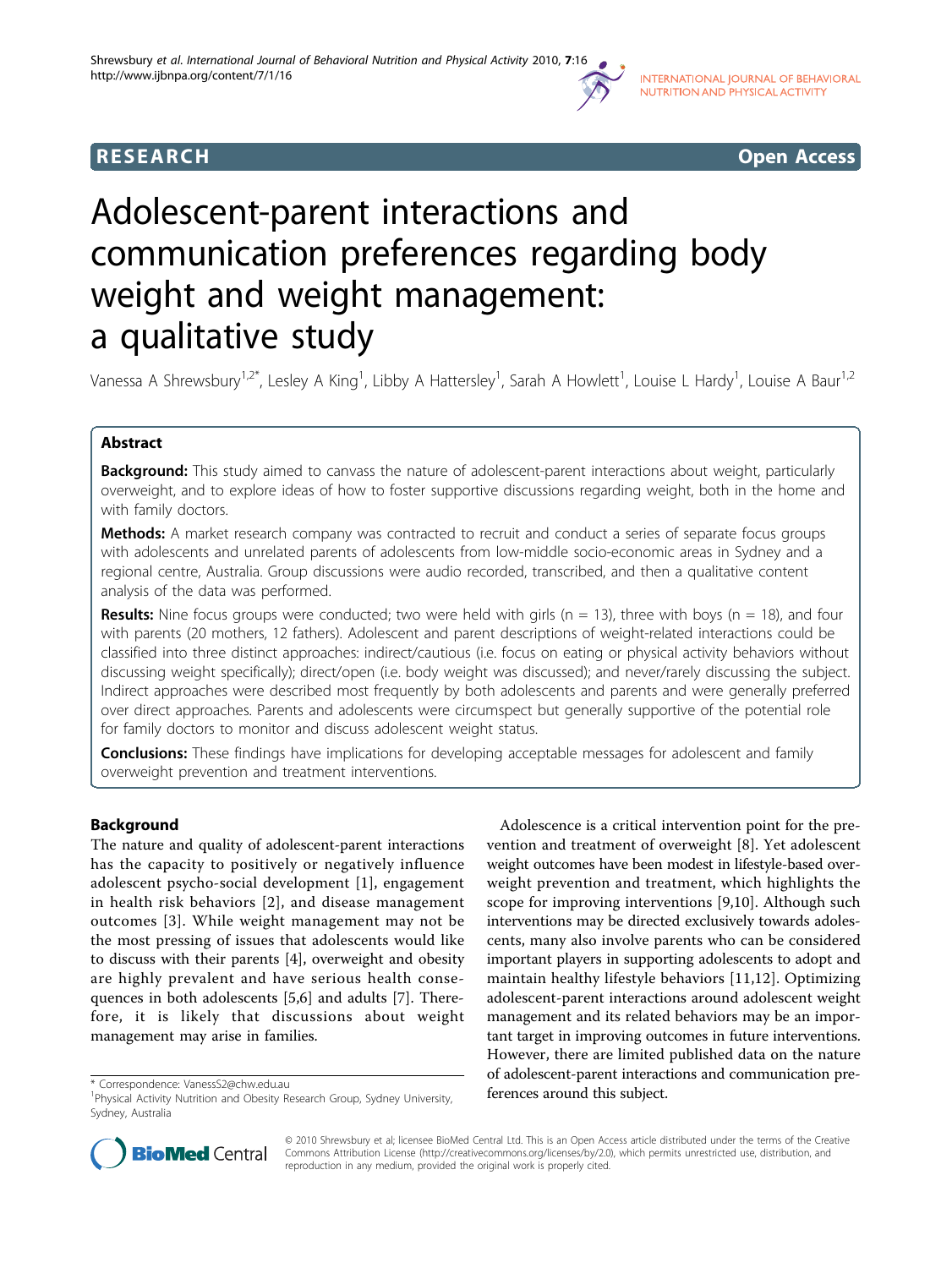RESEARCH Open Access

# Adolescent-parent interactions and communication preferences regarding body weight and weight management: a qualitative study

Vanessa A Shrewsbury[1,2*], Lesley A King[1], Libby A Hattersley[1], Sarah A Howlett[1], Louise L Hardy[1], Louise A Baur[1,2]

## Abstract

**Background:** This study aimed to canvass the nature of adolescent-parent interactions about weight, particularly overweight, and to explore ideas of how to foster supportive discussions regarding weight, both in the home and with family doctors.

**Methods:** A market research company was contracted to recruit and conduct a series of separate focus groups with adolescents and unrelated parents of adolescents from low-middle socio-economic areas in Sydney and a regional centre, Australia. Group discussions were audio recorded, transcribed, and then a qualitative content analysis of the data was performed.

**Results:** Nine focus groups were conducted; two were held with girls (n = 13), three with boys (n = 18), and four with parents (20 mothers, 12 fathers). Adolescent and parent descriptions of weight-related interactions could be classified into three distinct approaches: indirect/cautious (i.e. focus on eating or physical activity behaviors without discussing weight specifically); direct/open (i.e. body weight was discussed); and never/rarely discussing the subject. Indirect approaches were described most frequently by both adolescents and parents and were generally preferred over direct approaches. Parents and adolescents were circumspect but generally supportive of the potential role for family doctors to monitor and discuss adolescent weight status.

**Conclusions:** These findings have implications for developing acceptable messages for adolescent and family overweight prevention and treatment interventions.

## Background

The nature and quality of adolescent-parent interactions has the capacity to positively or negatively influence adolescent psycho-social development [1], engagement in health risk behaviors [2], and disease management outcomes [3]. While weight management may not be the most pressing of issues that adolescents would like to discuss with their parents [4], overweight and obesity are highly prevalent and have serious health consequences in both adolescents [5,6] and adults [7]. Therefore, it is likely that discussions about weight management may arise in families.

Adolescence is a critical intervention point for the prevention and treatment of overweight [8]. Yet adolescent weight outcomes have been modest in lifestyle-based overweight prevention and treatment, which highlights the scope for improving interventions [9,10]. Although such interventions may be directed exclusively towards adolescents, many also involve parents who can be considered important players in supporting adolescents to adopt and maintain healthy lifestyle behaviors [11,12]. Optimizing adolescent-parent interactions around adolescent weight management and its related behaviors may be an important target in improving outcomes in future interventions. However, there are limited published data on the nature of adolescent-parent interactions and communication preferences around this subject.

\* Correspondence: VanessS2@chw.edu.au
[1]Physical Activity Nutrition and Obesity Research Group, Sydney University, Sydney, Australia

© 2010 Shrewsbury et al; licensee BioMed Central Ltd. This is an Open Access article distributed under the terms of the Creative Commons Attribution License (http://creativecommons.org/licenses/by/2.0), which permits unrestricted use, distribution, and reproduction in any medium, provided the original work is properly cited.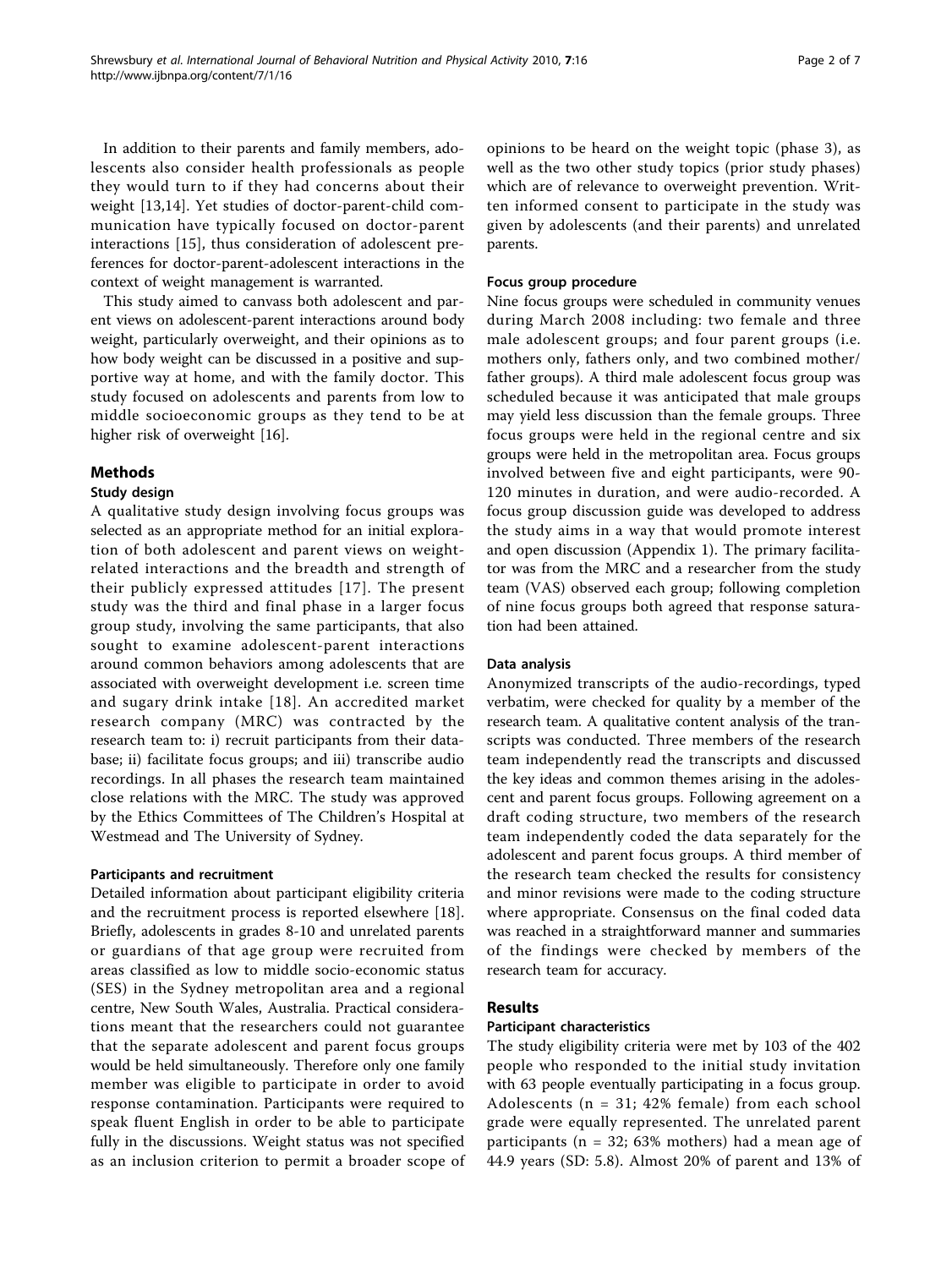In addition to their parents and family members, adolescents also consider health professionals as people they would turn to if they had concerns about their weight [13,14]. Yet studies of doctor-parent-child communication have typically focused on doctor-parent interactions [15], thus consideration of adolescent preferences for doctor-parent-adolescent interactions in the context of weight management is warranted.

This study aimed to canvass both adolescent and parent views on adolescent-parent interactions around body weight, particularly overweight, and their opinions as to how body weight can be discussed in a positive and supportive way at home, and with the family doctor. This study focused on adolescents and parents from low to middle socioeconomic groups as they tend to be at higher risk of overweight [16].

## Methods

### Study design

A qualitative study design involving focus groups was selected as an appropriate method for an initial exploration of both adolescent and parent views on weight-related interactions and the breadth and strength of their publicly expressed attitudes [17]. The present study was the third and final phase in a larger focus group study, involving the same participants, that also sought to examine adolescent-parent interactions around common behaviors among adolescents that are associated with overweight development i.e. screen time and sugary drink intake [18]. An accredited market research company (MRC) was contracted by the research team to: i) recruit participants from their database; ii) facilitate focus groups; and iii) transcribe audio recordings. In all phases the research team maintained close relations with the MRC. The study was approved by the Ethics Committees of The Children's Hospital at Westmead and The University of Sydney.

#### Participants and recruitment

Detailed information about participant eligibility criteria and the recruitment process is reported elsewhere [18]. Briefly, adolescents in grades 8-10 and unrelated parents or guardians of that age group were recruited from areas classified as low to middle socio-economic status (SES) in the Sydney metropolitan area and a regional centre, New South Wales, Australia. Practical considerations meant that the researchers could not guarantee that the separate adolescent and parent focus groups would be held simultaneously. Therefore only one family member was eligible to participate in order to avoid response contamination. Participants were required to speak fluent English in order to be able to participate fully in the discussions. Weight status was not specified as an inclusion criterion to permit a broader scope of opinions to be heard on the weight topic (phase 3), as well as the two other study topics (prior study phases) which are of relevance to overweight prevention. Written informed consent to participate in the study was given by adolescents (and their parents) and unrelated parents.

#### Focus group procedure

Nine focus groups were scheduled in community venues during March 2008 including: two female and three male adolescent groups; and four parent groups (i.e. mothers only, fathers only, and two combined mother/father groups). A third male adolescent focus group was scheduled because it was anticipated that male groups may yield less discussion than the female groups. Three focus groups were held in the regional centre and six groups were held in the metropolitan area. Focus groups involved between five and eight participants, were 90-120 minutes in duration, and were audio-recorded. A focus group discussion guide was developed to address the study aims in a way that would promote interest and open discussion (Appendix 1). The primary facilitator was from the MRC and a researcher from the study team (VAS) observed each group; following completion of nine focus groups both agreed that response saturation had been attained.

#### Data analysis

Anonymized transcripts of the audio-recordings, typed verbatim, were checked for quality by a member of the research team. A qualitative content analysis of the transcripts was conducted. Three members of the research team independently read the transcripts and discussed the key ideas and common themes arising in the adolescent and parent focus groups. Following agreement on a draft coding structure, two members of the research team independently coded the data separately for the adolescent and parent focus groups. A third member of the research team checked the results for consistency and minor revisions were made to the coding structure where appropriate. Consensus on the final coded data was reached in a straightforward manner and summaries of the findings were checked by members of the research team for accuracy.

## Results

### Participant characteristics

The study eligibility criteria were met by 103 of the 402 people who responded to the initial study invitation with 63 people eventually participating in a focus group. Adolescents (n = 31; 42% female) from each school grade were equally represented. The unrelated parent participants (n = 32; 63% mothers) had a mean age of 44.9 years (SD: 5.8). Almost 20% of parent and 13% of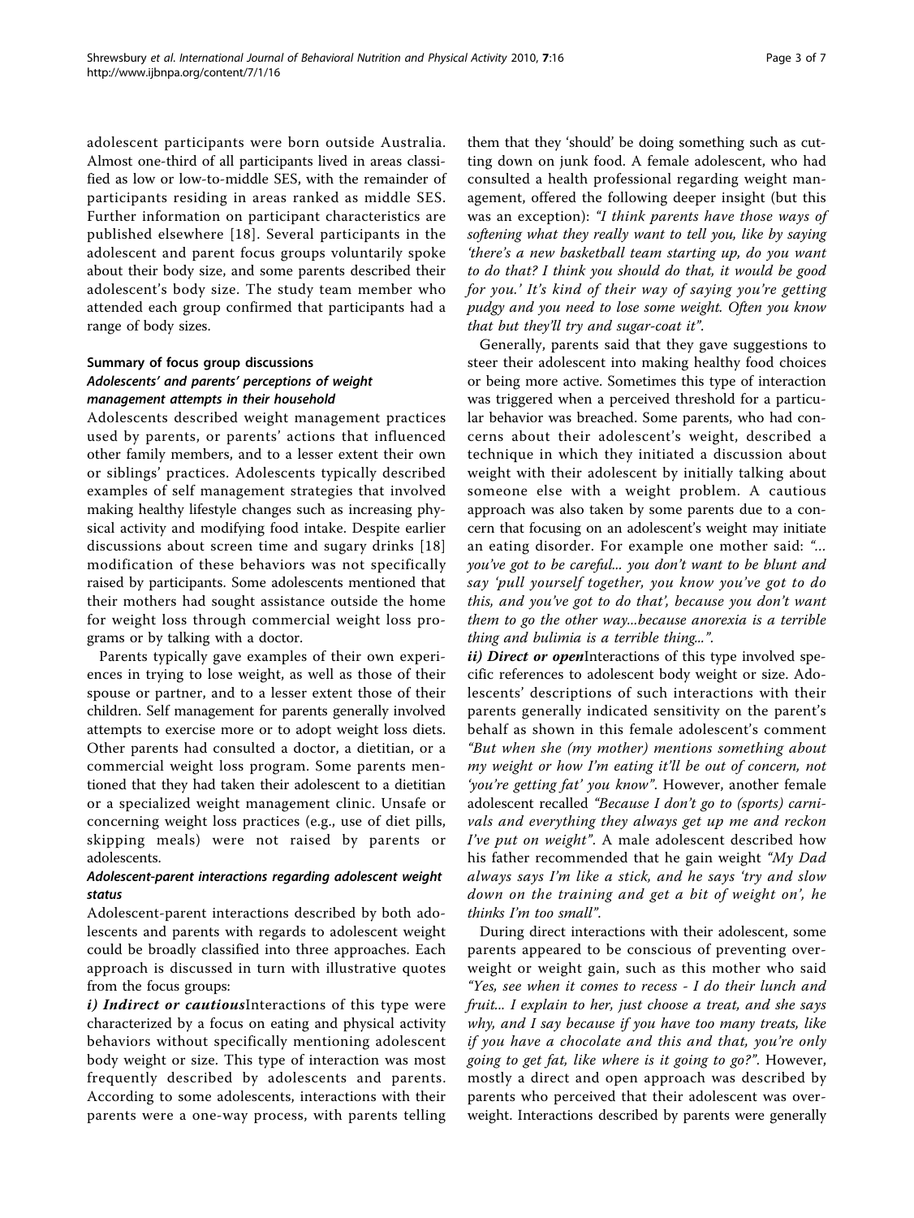adolescent participants were born outside Australia. Almost one-third of all participants lived in areas classified as low or low-to-middle SES, with the remainder of participants residing in areas ranked as middle SES. Further information on participant characteristics are published elsewhere [18]. Several participants in the adolescent and parent focus groups voluntarily spoke about their body size, and some parents described their adolescent's body size. The study team member who attended each group confirmed that participants had a range of body sizes.

### Summary of focus group discussions

#### *Adolescents' and parents' perceptions of weight management attempts in their household*

Adolescents described weight management practices used by parents, or parents' actions that influenced other family members, and to a lesser extent their own or siblings' practices. Adolescents typically described examples of self management strategies that involved making healthy lifestyle changes such as increasing physical activity and modifying food intake. Despite earlier discussions about screen time and sugary drinks [18] modification of these behaviors was not specifically raised by participants. Some adolescents mentioned that their mothers had sought assistance outside the home for weight loss through commercial weight loss programs or by talking with a doctor.

Parents typically gave examples of their own experiences in trying to lose weight, as well as those of their spouse or partner, and to a lesser extent those of their children. Self management for parents generally involved attempts to exercise more or to adopt weight loss diets. Other parents had consulted a doctor, a dietitian, or a commercial weight loss program. Some parents mentioned that they had taken their adolescent to a dietitian or a specialized weight management clinic. Unsafe or concerning weight loss practices (e.g., use of diet pills, skipping meals) were not raised by parents or adolescents.

#### *Adolescent-parent interactions regarding adolescent weight status*

Adolescent-parent interactions described by both adolescents and parents with regards to adolescent weight could be broadly classified into three approaches. Each approach is discussed in turn with illustrative quotes from the focus groups:

***i) Indirect or cautious*** Interactions of this type were characterized by a focus on eating and physical activity behaviors without specifically mentioning adolescent body weight or size. This type of interaction was most frequently described by adolescents and parents. According to some adolescents, interactions with their parents were a one-way process, with parents telling them that they 'should' be doing something such as cutting down on junk food. A female adolescent, who had consulted a health professional regarding weight management, offered the following deeper insight (but this was an exception): *"I think parents have those ways of softening what they really want to tell you, like by saying 'there's a new basketball team starting up, do you want to do that? I think you should do that, it would be good for you.' It's kind of their way of saying you're getting pudgy and you need to lose some weight. Often you know that but they'll try and sugar-coat it"*.

Generally, parents said that they gave suggestions to steer their adolescent into making healthy food choices or being more active. Sometimes this type of interaction was triggered when a perceived threshold for a particular behavior was breached. Some parents, who had concerns about their adolescent's weight, described a technique in which they initiated a discussion about weight with their adolescent by initially talking about someone else with a weight problem. A cautious approach was also taken by some parents due to a concern that focusing on an adolescent's weight may initiate an eating disorder. For example one mother said: *"... you've got to be careful... you don't want to be blunt and say 'pull yourself together, you know you've got to do this, and you've got to do that', because you don't want them to go the other way...because anorexia is a terrible thing and bulimia is a terrible thing..."*.

***ii) Direct or open*** Interactions of this type involved specific references to adolescent body weight or size. Adolescents' descriptions of such interactions with their parents generally indicated sensitivity on the parent's behalf as shown in this female adolescent's comment *"But when she (my mother) mentions something about my weight or how I'm eating it'll be out of concern, not 'you're getting fat' you know"*. However, another female adolescent recalled *"Because I don't go to (sports) carnivals and everything they always get up me and reckon I've put on weight"*. A male adolescent described how his father recommended that he gain weight *"My Dad always says I'm like a stick, and he says 'try and slow down on the training and get a bit of weight on', he thinks I'm too small"*.

During direct interactions with their adolescent, some parents appeared to be conscious of preventing overweight or weight gain, such as this mother who said *"Yes, see when it comes to recess - I do their lunch and fruit... I explain to her, just choose a treat, and she says why, and I say because if you have too many treats, like if you have a chocolate and this and that, you're only going to get fat, like where is it going to go?"*. However, mostly a direct and open approach was described by parents who perceived that their adolescent was overweight. Interactions described by parents were generally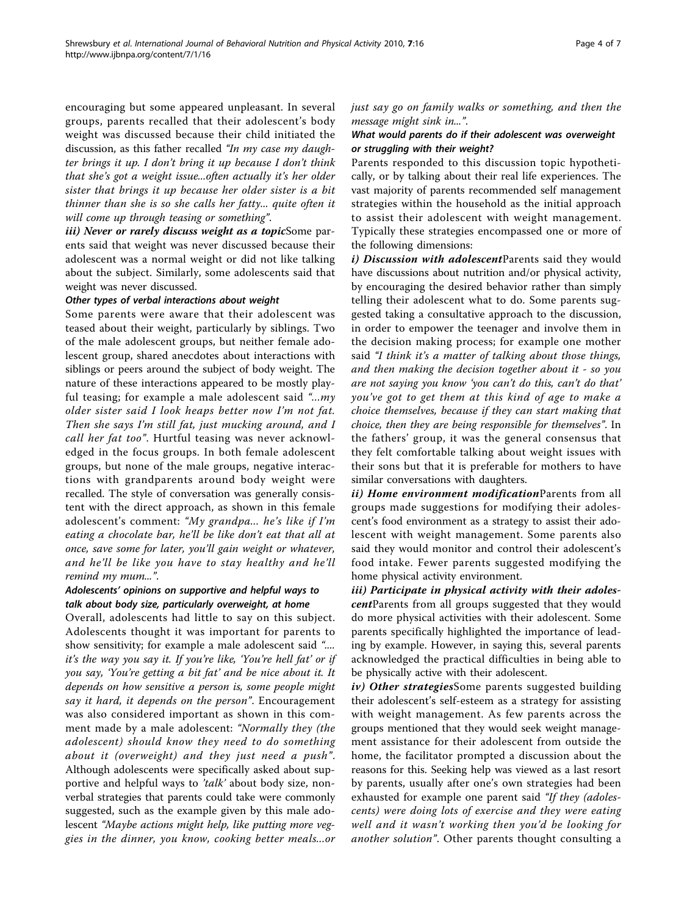encouraging but some appeared unpleasant. In several groups, parents recalled that their adolescent's body weight was discussed because their child initiated the discussion, as this father recalled *"In my case my daughter brings it up. I don't bring it up because I don't think that she's got a weight issue...often actually it's her older sister that brings it up because her older sister is a bit thinner than she is so she calls her fatty... quite often it will come up through teasing or something"*.

***iii) Never or rarely discuss weight as a topic*** Some parents said that weight was never discussed because their adolescent was a normal weight or did not like talking about the subject. Similarly, some adolescents said that weight was never discussed.

#### Other types of verbal interactions about weight

Some parents were aware that their adolescent was teased about their weight, particularly by siblings. Two of the male adolescent groups, but neither female adolescent group, shared anecdotes about interactions with siblings or peers around the subject of body weight. The nature of these interactions appeared to be mostly playful teasing; for example a male adolescent said *"...my older sister said I look heaps better now I'm not fat. Then she says I'm still fat, just mucking around, and I call her fat too"*. Hurtful teasing was never acknowledged in the focus groups. In both female adolescent groups, but none of the male groups, negative interactions with grandparents around body weight were recalled. The style of conversation was generally consistent with the direct approach, as shown in this female adolescent's comment: *"My grandpa... he's like if I'm eating a chocolate bar, he'll be like don't eat that all at once, save some for later, you'll gain weight or whatever, and he'll be like you have to stay healthy and he'll remind my mum..."*.

#### Adolescents' opinions on supportive and helpful ways to talk about body size, particularly overweight, at home

Overall, adolescents had little to say on this subject. Adolescents thought it was important for parents to show sensitivity; for example a male adolescent said *".... it's the way you say it. If you're like, 'You're hell fat' or if you say, 'You're getting a bit fat' and be nice about it. It depends on how sensitive a person is, some people might say it hard, it depends on the person"*. Encouragement was also considered important as shown in this comment made by a male adolescent: *"Normally they (the adolescent) should know they need to do something about it (overweight) and they just need a push"*. Although adolescents were specifically asked about supportive and helpful ways to *'talk'* about body size, non-verbal strategies that parents could take were commonly suggested, such as the example given by this male adolescent *"Maybe actions might help, like putting more veggies in the dinner, you know, cooking better meals...or just say go on family walks or something, and then the message might sink in..."*.

#### What would parents do if their adolescent was overweight or struggling with their weight?

Parents responded to this discussion topic hypothetically, or by talking about their real life experiences. The vast majority of parents recommended self management strategies within the household as the initial approach to assist their adolescent with weight management. Typically these strategies encompassed one or more of the following dimensions:

***i) Discussion with adolescent*** Parents said they would have discussions about nutrition and/or physical activity, by encouraging the desired behavior rather than simply telling their adolescent what to do. Some parents suggested taking a consultative approach to the discussion, in order to empower the teenager and involve them in the decision making process; for example one mother said *"I think it's a matter of talking about those things, and then making the decision together about it - so you are not saying you know 'you can't do this, can't do that' you've got to get them at this kind of age to make a choice themselves, because if they can start making that choice, then they are being responsible for themselves"*. In the fathers' group, it was the general consensus that they felt comfortable talking about weight issues with their sons but that it is preferable for mothers to have similar conversations with daughters.

***ii) Home environment modification*** Parents from all groups made suggestions for modifying their adolescent's food environment as a strategy to assist their adolescent with weight management. Some parents also said they would monitor and control their adolescent's food intake. Fewer parents suggested modifying the home physical activity environment.

***iii) Participate in physical activity with their adolescent*** Parents from all groups suggested that they would do more physical activities with their adolescent. Some parents specifically highlighted the importance of leading by example. However, in saying this, several parents acknowledged the practical difficulties in being able to be physically active with their adolescent.

***iv) Other strategies*** Some parents suggested building their adolescent's self-esteem as a strategy for assisting with weight management. As few parents across the groups mentioned that they would seek weight management assistance for their adolescent from outside the home, the facilitator prompted a discussion about the reasons for this. Seeking help was viewed as a last resort by parents, usually after one's own strategies had been exhausted for example one parent said *"If they (adolescents) were doing lots of exercise and they were eating well and it wasn't working then you'd be looking for another solution"*. Other parents thought consulting a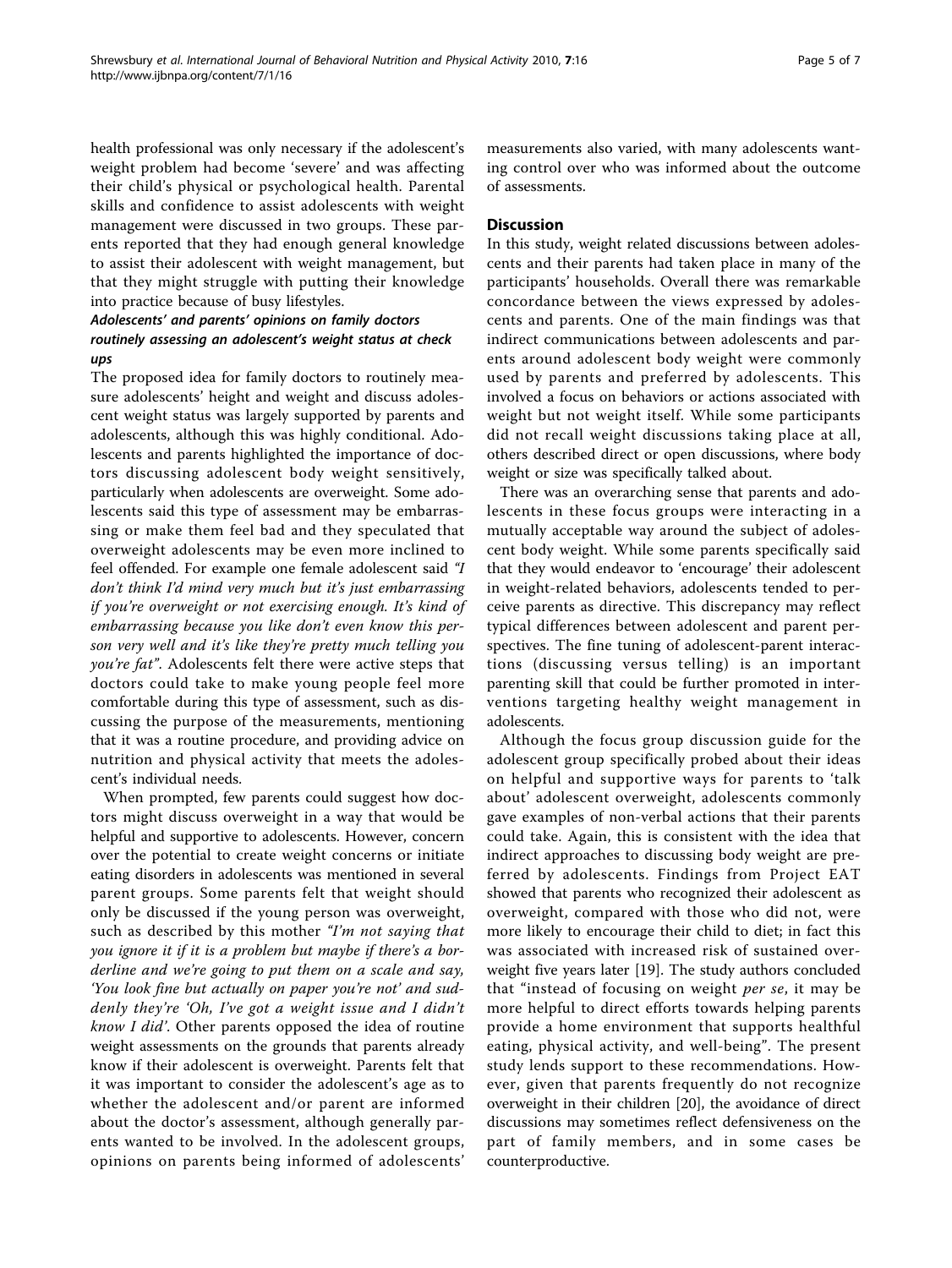health professional was only necessary if the adolescent's weight problem had become 'severe' and was affecting their child's physical or psychological health. Parental skills and confidence to assist adolescents with weight management were discussed in two groups. These parents reported that they had enough general knowledge to assist their adolescent with weight management, but that they might struggle with putting their knowledge into practice because of busy lifestyles.

### Adolescents' and parents' opinions on family doctors routinely assessing an adolescent's weight status at check ups

The proposed idea for family doctors to routinely measure adolescents' height and weight and discuss adolescent weight status was largely supported by parents and adolescents, although this was highly conditional. Adolescents and parents highlighted the importance of doctors discussing adolescent body weight sensitively, particularly when adolescents are overweight. Some adolescents said this type of assessment may be embarrassing or make them feel bad and they speculated that overweight adolescents may be even more inclined to feel offended. For example one female adolescent said *"I don't think I'd mind very much but it's just embarrassing if you're overweight or not exercising enough. It's kind of embarrassing because you like don't even know this person very well and it's like they're pretty much telling you you're fat"*. Adolescents felt there were active steps that doctors could take to make young people feel more comfortable during this type of assessment, such as discussing the purpose of the measurements, mentioning that it was a routine procedure, and providing advice on nutrition and physical activity that meets the adolescent's individual needs.

When prompted, few parents could suggest how doctors might discuss overweight in a way that would be helpful and supportive to adolescents. However, concern over the potential to create weight concerns or initiate eating disorders in adolescents was mentioned in several parent groups. Some parents felt that weight should only be discussed if the young person was overweight, such as described by this mother *"I'm not saying that you ignore it if it is a problem but maybe if there's a borderline and we're going to put them on a scale and say, 'You look fine but actually on paper you're not' and suddenly they're 'Oh, I've got a weight issue and I didn't know I did'*. Other parents opposed the idea of routine weight assessments on the grounds that parents already know if their adolescent is overweight. Parents felt that it was important to consider the adolescent's age as to whether the adolescent and/or parent are informed about the doctor's assessment, although generally parents wanted to be involved. In the adolescent groups, opinions on parents being informed of adolescents' measurements also varied, with many adolescents wanting control over who was informed about the outcome of assessments.

## Discussion

In this study, weight related discussions between adolescents and their parents had taken place in many of the participants' households. Overall there was remarkable concordance between the views expressed by adolescents and parents. One of the main findings was that indirect communications between adolescents and parents around adolescent body weight were commonly used by parents and preferred by adolescents. This involved a focus on behaviors or actions associated with weight but not weight itself. While some participants did not recall weight discussions taking place at all, others described direct or open discussions, where body weight or size was specifically talked about.

There was an overarching sense that parents and adolescents in these focus groups were interacting in a mutually acceptable way around the subject of adolescent body weight. While some parents specifically said that they would endeavor to 'encourage' their adolescent in weight-related behaviors, adolescents tended to perceive parents as directive. This discrepancy may reflect typical differences between adolescent and parent perspectives. The fine tuning of adolescent-parent interactions (discussing versus telling) is an important parenting skill that could be further promoted in interventions targeting healthy weight management in adolescents.

Although the focus group discussion guide for the adolescent group specifically probed about their ideas on helpful and supportive ways for parents to 'talk about' adolescent overweight, adolescents commonly gave examples of non-verbal actions that their parents could take. Again, this is consistent with the idea that indirect approaches to discussing body weight are preferred by adolescents. Findings from Project EAT showed that parents who recognized their adolescent as overweight, compared with those who did not, were more likely to encourage their child to diet; in fact this was associated with increased risk of sustained overweight five years later [19]. The study authors concluded that "instead of focusing on weight *per se*, it may be more helpful to direct efforts towards helping parents provide a home environment that supports healthful eating, physical activity, and well-being". The present study lends support to these recommendations. However, given that parents frequently do not recognize overweight in their children [20], the avoidance of direct discussions may sometimes reflect defensiveness on the part of family members, and in some cases be counterproductive.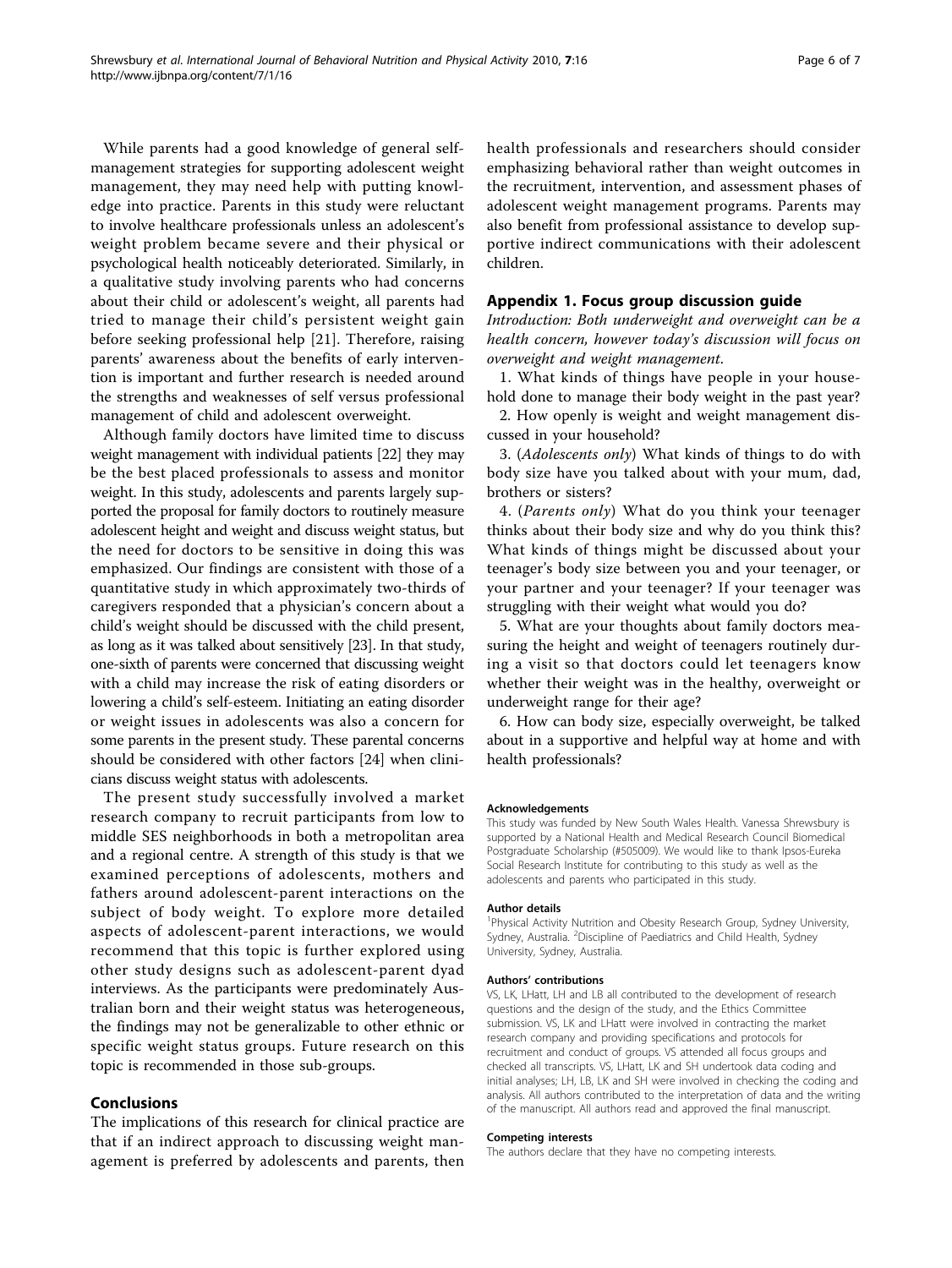While parents had a good knowledge of general self-management strategies for supporting adolescent weight management, they may need help with putting knowledge into practice. Parents in this study were reluctant to involve healthcare professionals unless an adolescent's weight problem became severe and their physical or psychological health noticeably deteriorated. Similarly, in a qualitative study involving parents who had concerns about their child or adolescent's weight, all parents had tried to manage their child's persistent weight gain before seeking professional help [21]. Therefore, raising parents' awareness about the benefits of early intervention is important and further research is needed around the strengths and weaknesses of self versus professional management of child and adolescent overweight.

Although family doctors have limited time to discuss weight management with individual patients [22] they may be the best placed professionals to assess and monitor weight. In this study, adolescents and parents largely supported the proposal for family doctors to routinely measure adolescent height and weight and discuss weight status, but the need for doctors to be sensitive in doing this was emphasized. Our findings are consistent with those of a quantitative study in which approximately two-thirds of caregivers responded that a physician's concern about a child's weight should be discussed with the child present, as long as it was talked about sensitively [23]. In that study, one-sixth of parents were concerned that discussing weight with a child may increase the risk of eating disorders or lowering a child's self-esteem. Initiating an eating disorder or weight issues in adolescents was also a concern for some parents in the present study. These parental concerns should be considered with other factors [24] when clinicians discuss weight status with adolescents.

The present study successfully involved a market research company to recruit participants from low to middle SES neighborhoods in both a metropolitan area and a regional centre. A strength of this study is that we examined perceptions of adolescents, mothers and fathers around adolescent-parent interactions on the subject of body weight. To explore more detailed aspects of adolescent-parent interactions, we would recommend that this topic is further explored using other study designs such as adolescent-parent dyad interviews. As the participants were predominately Australian born and their weight status was heterogeneous, the findings may not be generalizable to other ethnic or specific weight status groups. Future research on this topic is recommended in those sub-groups.

## Conclusions

The implications of this research for clinical practice are that if an indirect approach to discussing weight management is preferred by adolescents and parents, then health professionals and researchers should consider emphasizing behavioral rather than weight outcomes in the recruitment, intervention, and assessment phases of adolescent weight management programs. Parents may also benefit from professional assistance to develop supportive indirect communications with their adolescent children.

## Appendix 1. Focus group discussion guide

*Introduction: Both underweight and overweight can be a health concern, however today's discussion will focus on overweight and weight management.*

1. What kinds of things have people in your household done to manage their body weight in the past year?
2. How openly is weight and weight management discussed in your household?
3. (*Adolescents only*) What kinds of things to do with body size have you talked about with your mum, dad, brothers or sisters?
4. (*Parents only*) What do you think your teenager thinks about their body size and why do you think this? What kinds of things might be discussed about your teenager's body size between you and your teenager, or your partner and your teenager? If your teenager was struggling with their weight what would you do?
5. What are your thoughts about family doctors measuring the height and weight of teenagers routinely during a visit so that doctors could let teenagers know whether their weight was in the healthy, overweight or underweight range for their age?
6. How can body size, especially overweight, be talked about in a supportive and helpful way at home and with health professionals?

#### Acknowledgements

This study was funded by New South Wales Health. Vanessa Shrewsbury is supported by a National Health and Medical Research Council Biomedical Postgraduate Scholarship (#505009). We would like to thank Ipsos-Eureka Social Research Institute for contributing to this study as well as the adolescents and parents who participated in this study.

#### Author details

[1]Physical Activity Nutrition and Obesity Research Group, Sydney University, Sydney, Australia. [2]Discipline of Paediatrics and Child Health, Sydney University, Sydney, Australia.

#### Authors' contributions

VS, LK, LHatt, LH and LB all contributed to the development of research questions and the design of the study, and the Ethics Committee submission. VS, LK and LHatt were involved in contracting the market research company and providing specifications and protocols for recruitment and conduct of groups. VS attended all focus groups and checked all transcripts. VS, LHatt, LK and SH undertook data coding and initial analyses; LH, LB, LK and SH were involved in checking the coding and analysis. All authors contributed to the interpretation of data and the writing of the manuscript. All authors read and approved the final manuscript.

#### Competing interests

The authors declare that they have no competing interests.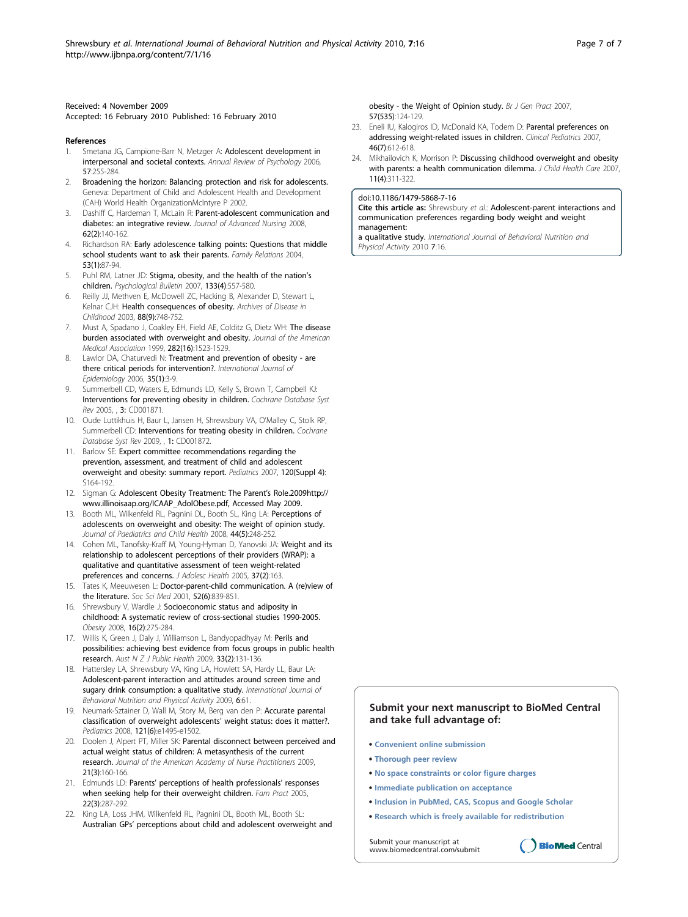Received: 4 November 2009
Accepted: 16 February 2010 Published: 16 February 2010

## References

1. Smetana JG, Campione-Barr N, Metzger A: **Adolescent development in interpersonal and societal contexts.** *Annual Review of Psychology* 2006, **57**:255-284.
2. **Broadening the horizon: Balancing protection and risk for adolescents.** Geneva: Department of Child and Adolescent Health and Development (CAH) World Health OrganizationMcIntyre P 2002.
3. Dashiff C, Hardeman T, McLain R: **Parent-adolescent communication and diabetes: an integrative review.** *Journal of Advanced Nursing* 2008, **62(2)**:140-162.
4. Richardson RA: **Early adolescence talking points: Questions that middle school students want to ask their parents.** *Family Relations* 2004, **53(1)**:87-94.
5. Puhl RM, Latner JD: **Stigma, obesity, and the health of the nation's children.** *Psychological Bulletin* 2007, **133(4)**:557-580.
6. Reilly JJ, Methven E, McDowell ZC, Hacking B, Alexander D, Stewart L, Kelnar CJH: **Health consequences of obesity.** *Archives of Disease in Childhood* 2003, **88(9)**:748-752.
7. Must A, Spadano J, Coakley EH, Field AE, Colditz G, Dietz WH: **The disease burden associated with overweight and obesity.** *Journal of the American Medical Association* 1999, **282(16)**:1523-1529.
8. Lawlor DA, Chaturvedi N: **Treatment and prevention of obesity - are there critical periods for intervention?.** *International Journal of Epidemiology* 2006, **35(1)**:3-9.
9. Summerbell CD, Waters E, Edmunds LD, Kelly S, Brown T, Campbell KJ: **Interventions for preventing obesity in children.** *Cochrane Database Syst Rev* 2005, , **3**: CD001871.
10. Oude Luttikhuis H, Baur L, Jansen H, Shrewsbury VA, O'Malley C, Stolk RP, Summerbell CD: **Interventions for treating obesity in children.** *Cochrane Database Syst Rev* 2009, , **1**: CD001872.
11. Barlow SE: **Expert committee recommendations regarding the prevention, assessment, and treatment of child and adolescent overweight and obesity: summary report.** *Pediatrics* 2007, 120(Suppl 4): S164-192.
12. Sigman G: **Adolescent Obesity Treatment: The Parent's Role.**2009http://www.illinoisaap.org/ICAAP_AdolObese.pdf, Accessed May 2009.
13. Booth ML, Wilkenfeld RL, Pagnini DL, Booth SL, King LA: **Perceptions of adolescents on overweight and obesity: The weight of opinion study.** *Journal of Paediatrics and Child Health* 2008, **44(5)**:248-252.
14. Cohen ML, Tanofsky-Kraff M, Young-Hyman D, Yanovski JA: **Weight and its relationship to adolescent perceptions of their providers (WRAP): a qualitative and quantitative assessment of teen weight-related preferences and concerns.** *J Adolesc Health* 2005, **37(2)**:163.
15. Tates K, Meeuwesen L: **Doctor-parent-child communication. A (re)view of the literature.** *Soc Sci Med* 2001, **52(6)**:839-851.
16. Shrewsbury V, Wardle J: **Socioeconomic status and adiposity in childhood: A systematic review of cross-sectional studies 1990-2005.** *Obesity* 2008, **16(2)**:275-284.
17. Willis K, Green J, Daly J, Williamson L, Bandyopadhyay M: **Perils and possibilities: achieving best evidence from focus groups in public health research.** *Aust N Z J Public Health* 2009, **33(2)**:131-136.
18. Hattersley LA, Shrewsbury VA, King LA, Howlett SA, Hardy LL, Baur LA: **Adolescent-parent interaction and attitudes around screen time and sugary drink consumption: a qualitative study.** *International Journal of Behavioral Nutrition and Physical Activity* 2009, **6**:61.
19. Neumark-Sztainer D, Wall M, Story M, Berg van den P: **Accurate parental classification of overweight adolescents' weight status: does it matter?.** *Pediatrics* 2008, **121(6)**:e1495-e1502.
20. Doolen J, Alpert PT, Miller SK: **Parental disconnect between perceived and actual weight status of children: A metasynthesis of the current research.** *Journal of the American Academy of Nurse Practitioners* 2009, **21(3)**:160-166.
21. Edmunds LD: **Parents' perceptions of health professionals' responses when seeking help for their overweight children.** *Fam Pract* 2005, **22(3)**:287-292.
22. King LA, Loss JHM, Wilkenfeld RL, Pagnini DL, Booth ML, Booth SL: **Australian GPs' perceptions about child and adolescent overweight and obesity - the Weight of Opinion study.** *Br J Gen Pract* 2007, **57(535)**:124-129.
23. Eneli IU, Kalogiros ID, McDonald KA, Todem D: **Parental preferences on addressing weight-related issues in children.** *Clinical Pediatrics* 2007, **46(7)**:612-618.
24. Mikhailovich K, Morrison P: **Discussing childhood overweight and obesity with parents: a health communication dilemma.** *J Child Health Care* 2007, **11(4)**:311-322.

doi:10.1186/1479-5868-7-16
**Cite this article as:** Shrewsbury *et al.*: **Adolescent-parent interactions and communication preferences regarding body weight and weight management: a qualitative study.** *International Journal of Behavioral Nutrition and Physical Activity* 2010 **7**:16.

**Submit your next manuscript to BioMed Central and take full advantage of:**

- **Convenient online submission**
- **Thorough peer review**
- **No space constraints or color figure charges**
- **Immediate publication on acceptance**
- **Inclusion in PubMed, CAS, Scopus and Google Scholar**
- **Research which is freely available for redistribution**

Submit your manuscript at www.biomedcentral.com/submit

BioMed Central